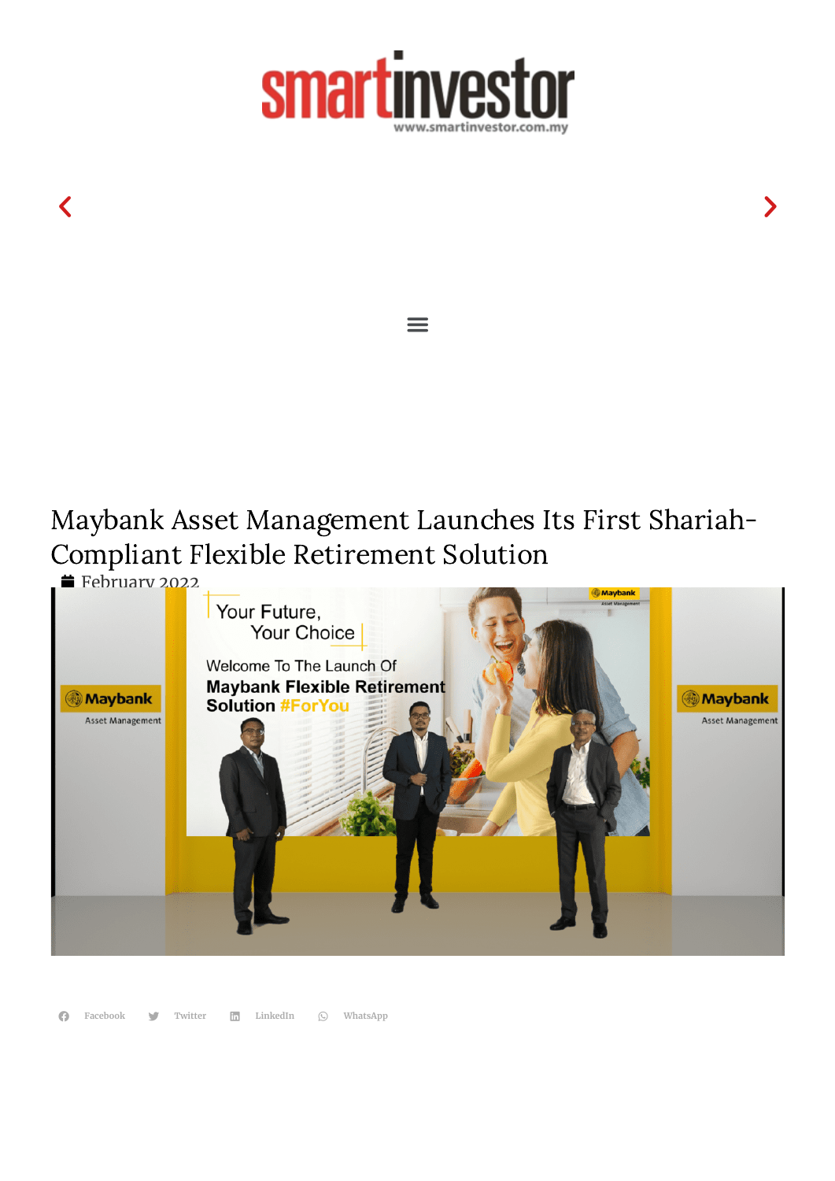# Maybank Asset Management Launches Its First Shariah-Compliant Flexible Retirement Solution

February 2022

Facebook Twitter LinkedIn WhatsApp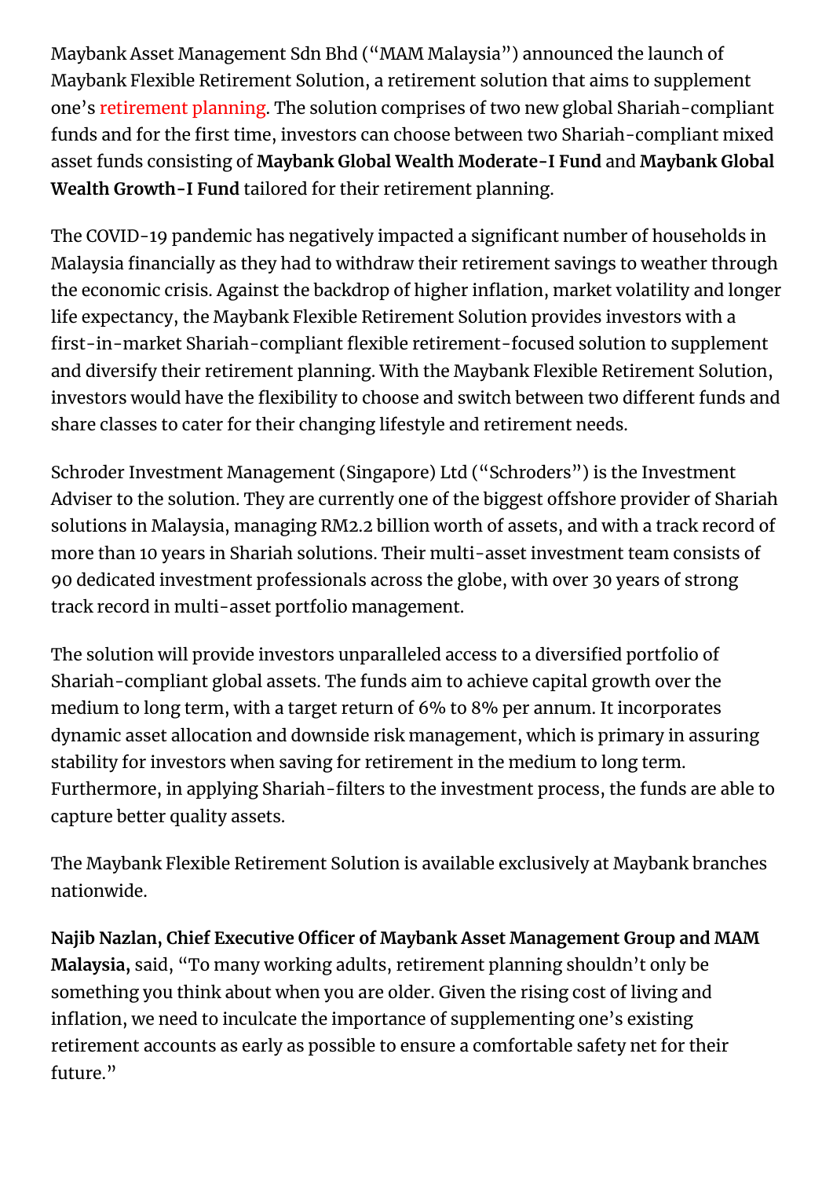Maybank Asset Management Sdn Bhd ("MAM Malaysia") announced the launch of Maybank Flexible Retirement Solution, a retirement solution that aims to supplement one's retirement planning. The solution comprises of two new global Shariah-compliant funds and for the first time, investors can choose between two Shariah-compliant mixed asset funds consisting of **Maybank Global Wealth Moderate-I Fund** and **Maybank Global Wealth Growth-I Fund** tailored for their retirement planning.

The COVID-19 pandemic has negatively impacted a significant number of households in Malaysia financially as they had to withdraw their retirement savings to weather through the economic crisis. Against the backdrop of higher inflation, market volatility and longer life expectancy, the Maybank Flexible Retirement Solution provides investors with a first-in-market Shariah-compliant flexible retirement-focused solution to supplement and diversify their retirement planning. With the Maybank Flexible Retirement Solution, investors would have the flexibility to choose and switch between two different funds and share classes to cater for their changing lifestyle and retirement needs.

Schroder Investment Management (Singapore) Ltd ("Schroders") is the Investment Adviser to the solution. They are currently one of the biggest offshore provider of Shariah solutions in Malaysia, managing RM2.2 billion worth of assets, and with a track record of more than 10 years in Shariah solutions. Their multi-asset investment team consists of 90 dedicated investment professionals across the globe, with over 30 years of strong track record in multi-asset portfolio management.

The solution will provide investors unparalleled access to a diversified portfolio of Shariah-compliant global assets. The funds aim to achieve capital growth over the medium to long term, with a target return of 6% to 8% per annum. It incorporates dynamic asset allocation and downside risk management, which is primary in assuring stability for investors when saving for retirement in the medium to long term. Furthermore, in applying Shariah-filters to the investment process, the funds are able to capture better quality assets.

The Maybank Flexible Retirement Solution is available exclusively at Maybank branches nationwide.

**Najib Nazlan, Chief Executive Officer of Maybank Asset Management Group and MAM Malaysia,** said, "To many working adults, retirement planning shouldn't only be something you think about when you are older. Given the rising cost of living and inflation, we need to inculcate the importance of supplementing one's existing retirement accounts as early as possible to ensure a comfortable safety net for their future."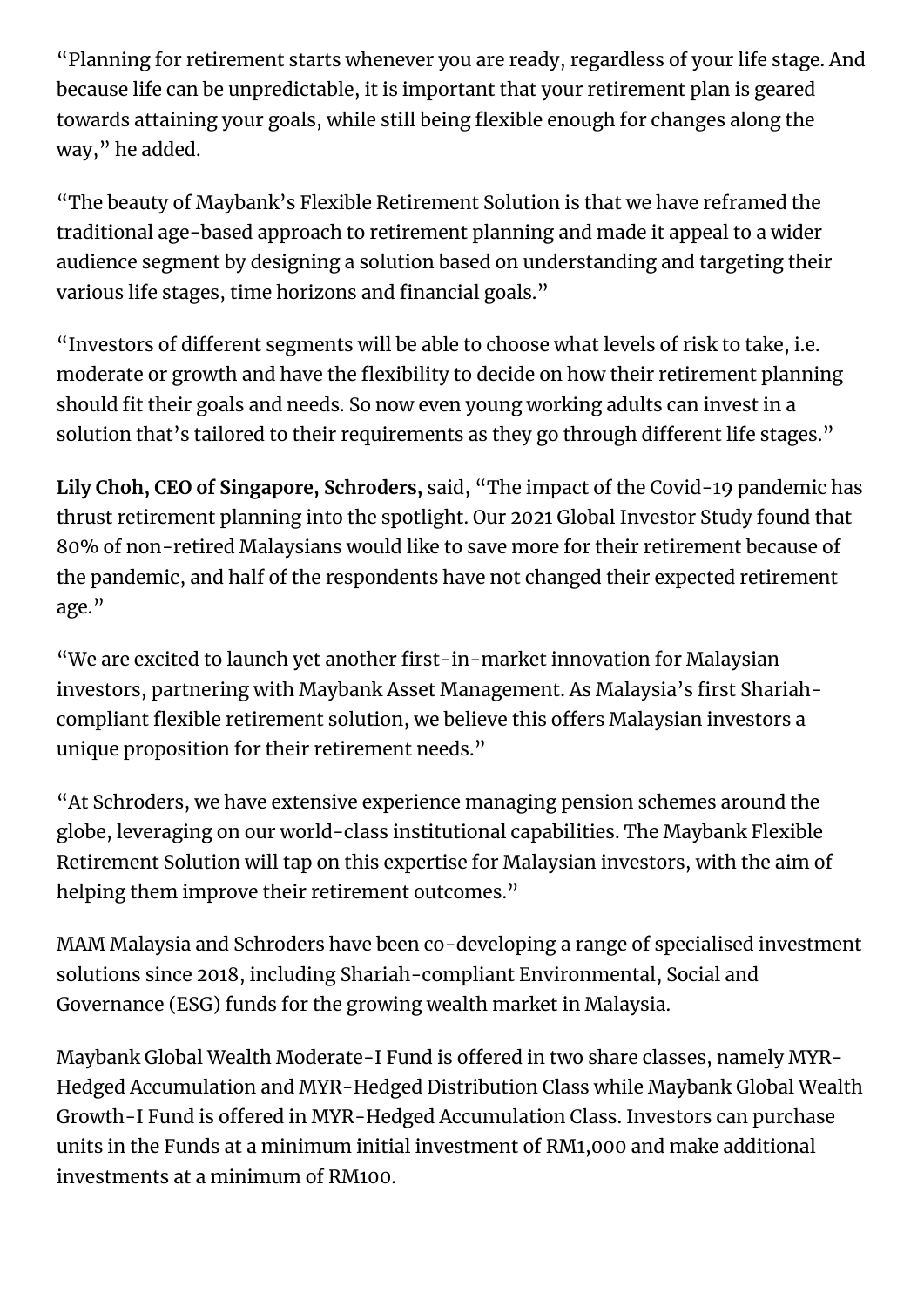"Planning for retirement starts whenever you are ready, regardless of your life stage. And because life can be unpredictable, it is important that your retirement plan is geared towards attaining your goals, while still being flexible enough for changes along the way," he added.

"The beauty of Maybank's Flexible Retirement Solution is that we have reframed the traditional age-based approach to retirement planning and made it appeal to a wider audience segment by designing a solution based on understanding and targeting their various life stages, time horizons and financial goals."

"Investors of different segments will be able to choose what levels of risk to take, i.e. moderate or growth and have the flexibility to decide on how their retirement planning should fit their goals and needs. So now even young working adults can invest in a solution that's tailored to their requirements as they go through different life stages."

**Lily Choh, CEO of Singapore, Schroders,** said, "The impact of the Covid-19 pandemic has thrust retirement planning into the spotlight. Our 2021 Global Investor Study found that 80% of non-retired Malaysians would like to save more for their retirement because of the pandemic, and half of the respondents have not changed their expected retirement age."

"We are excited to launch yet another first-in-market innovation for Malaysian investors, partnering with Maybank Asset Management. As Malaysia's first Shariah-compliant flexible retirement solution, we believe this offers Malaysian investors a unique proposition for their retirement needs."

"At Schroders, we have extensive experience managing pension schemes around the globe, leveraging on our world-class institutional capabilities. The Maybank Flexible Retirement Solution will tap on this expertise for Malaysian investors, with the aim of helping them improve their retirement outcomes."

MAM Malaysia and Schroders have been co-developing a range of specialised investment solutions since 2018, including Shariah-compliant Environmental, Social and Governance (ESG) funds for the growing wealth market in Malaysia.

Maybank Global Wealth Moderate-I Fund is offered in two share classes, namely MYR-Hedged Accumulation and MYR-Hedged Distribution Class while Maybank Global Wealth Growth-I Fund is offered in MYR-Hedged Accumulation Class. Investors can purchase units in the Funds at a minimum initial investment of RM1,000 and make additional investments at a minimum of RM100.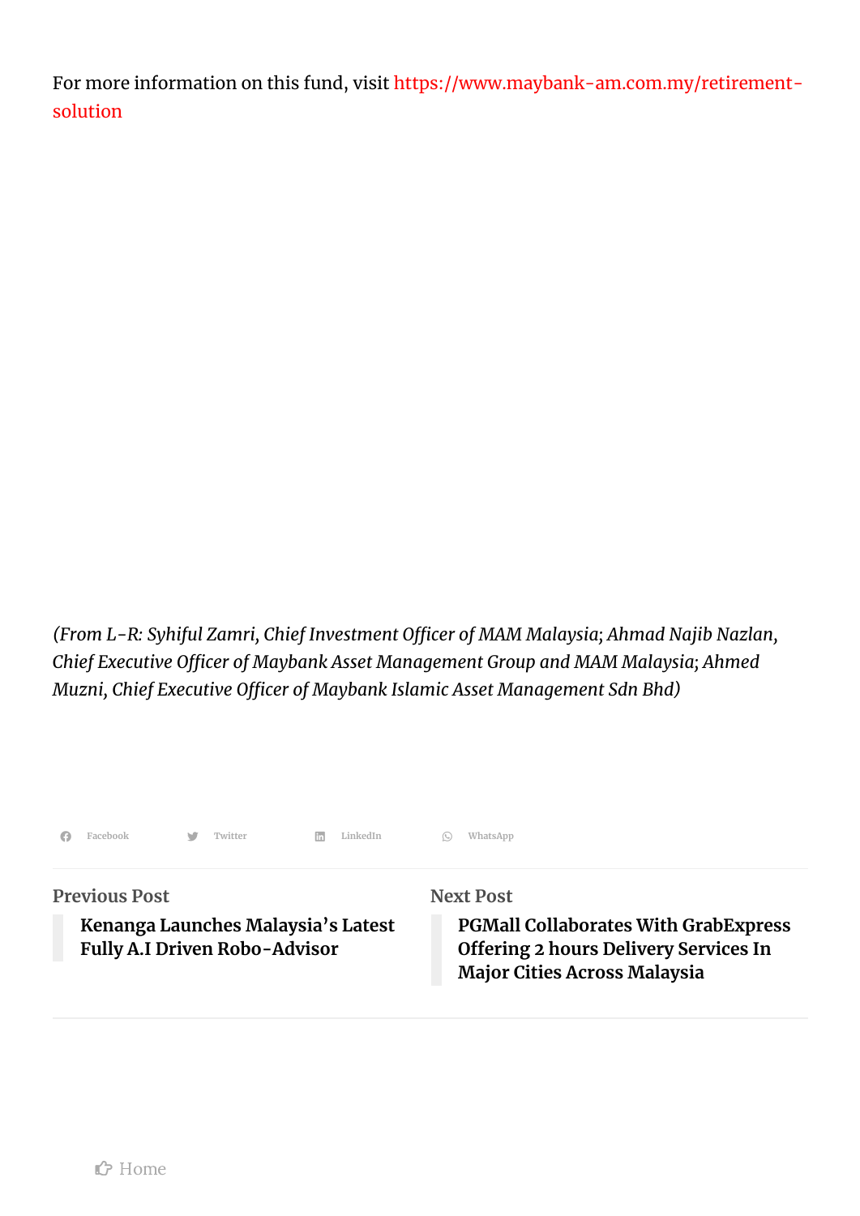For more information on this fund, visit https://www.maybank-am.com.my/retirement-solution

*(From L-R: Syhiful Zamri, Chief Investment Officer of MAM Malaysia; Ahmad Najib Nazlan, Chief Executive Officer of Maybank Asset Management Group and MAM Malaysia; Ahmed Muzni, Chief Executive Officer of Maybank Islamic Asset Management Sdn Bhd)*

Facebook Twitter LinkedIn WhatsApp

Previous Post

**Kenanga Launches Malaysia's Latest Fully A.I Driven Robo-Advisor**

Next Post

**PGMall Collaborates With GrabExpress Offering 2 hours Delivery Services In Major Cities Across Malaysia**

Home